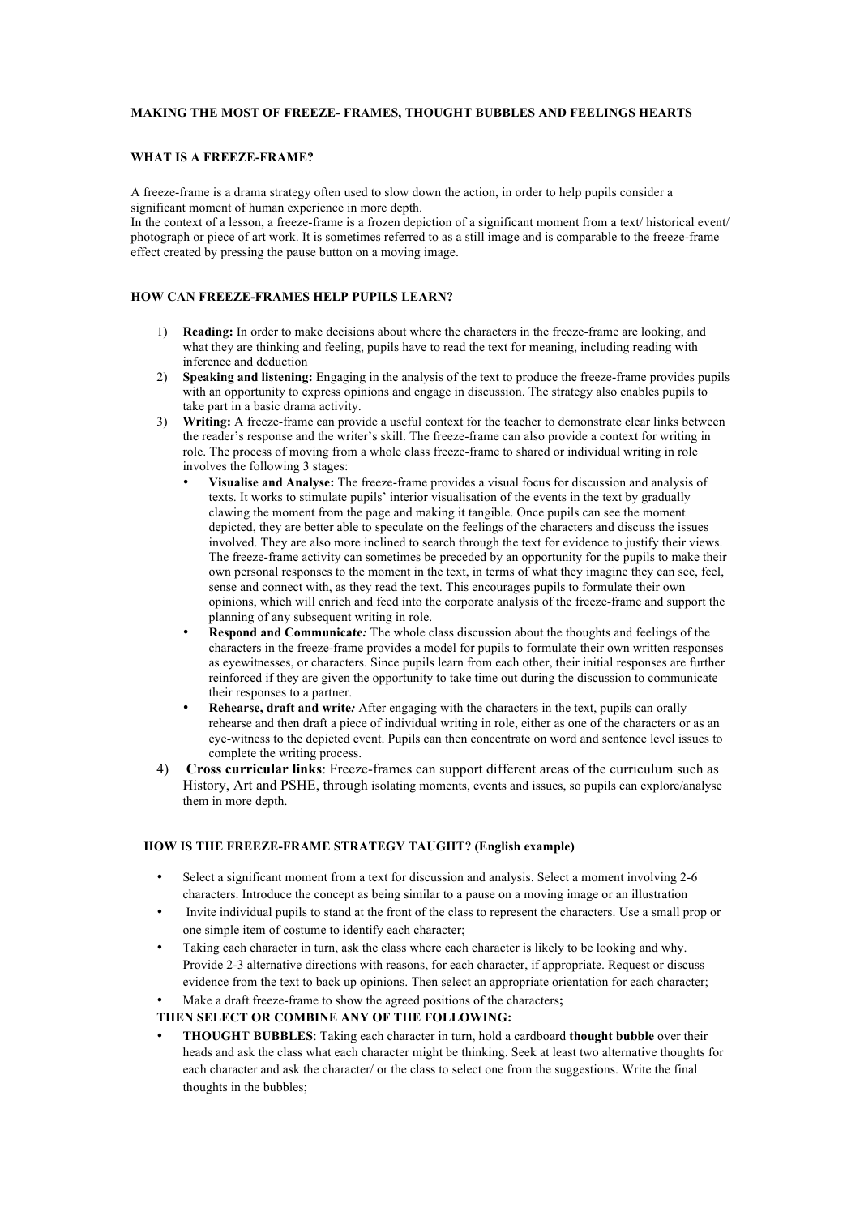## MAKING THE MOST OF FREEZE- FRAMES, THOUGHT BUBBLES AND FEELINGS HEARTS

### WHAT IS A FREEZE-FRAME?

A freeze-frame is a drama strategy often used to slow down the action, in order to help pupils consider a significant moment of human experience in more depth.
In the context of a lesson, a freeze-frame is a frozen depiction of a significant moment from a text/ historical event/ photograph or piece of art work. It is sometimes referred to as a still image and is comparable to the freeze-frame effect created by pressing the pause button on a moving image.

### HOW CAN FREEZE-FRAMES HELP PUPILS LEARN?

1) **Reading:** In order to make decisions about where the characters in the freeze-frame are looking, and what they are thinking and feeling, pupils have to read the text for meaning, including reading with inference and deduction
2) **Speaking and listening:** Engaging in the analysis of the text to produce the freeze-frame provides pupils with an opportunity to express opinions and engage in discussion. The strategy also enables pupils to take part in a basic drama activity.
3) **Writing:** A freeze-frame can provide a useful context for the teacher to demonstrate clear links between the reader's response and the writer's skill. The freeze-frame can also provide a context for writing in role. The process of moving from a whole class freeze-frame to shared or individual writing in role involves the following 3 stages:
   - **Visualise and Analyse:** The freeze-frame provides a visual focus for discussion and analysis of texts. It works to stimulate pupils' interior visualisation of the events in the text by gradually clawing the moment from the page and making it tangible. Once pupils can see the moment depicted, they are better able to speculate on the feelings of the characters and discuss the issues involved. They are also more inclined to search through the text for evidence to justify their views. The freeze-frame activity can sometimes be preceded by an opportunity for the pupils to make their own personal responses to the moment in the text, in terms of what they imagine they can see, feel, sense and connect with, as they read the text. This encourages pupils to formulate their own opinions, which will enrich and feed into the corporate analysis of the freeze-frame and support the planning of any subsequent writing in role.
   - **Respond and Communicate*:*** The whole class discussion about the thoughts and feelings of the characters in the freeze-frame provides a model for pupils to formulate their own written responses as eyewitnesses, or characters. Since pupils learn from each other, their initial responses are further reinforced if they are given the opportunity to take time out during the discussion to communicate their responses to a partner.
   - **Rehearse, draft and write*:*** After engaging with the characters in the text, pupils can orally rehearse and then draft a piece of individual writing in role, either as one of the characters or as an eye-witness to the depicted event. Pupils can then concentrate on word and sentence level issues to complete the writing process.
4) **Cross curricular links**: Freeze-frames can support different areas of the curriculum such as History, Art and PSHE, through isolating moments, events and issues, so pupils can explore/analyse them in more depth.

### HOW IS THE FREEZE-FRAME STRATEGY TAUGHT? (English example)

- Select a significant moment from a text for discussion and analysis. Select a moment involving 2-6 characters. Introduce the concept as being similar to a pause on a moving image or an illustration
- Invite individual pupils to stand at the front of the class to represent the characters. Use a small prop or one simple item of costume to identify each character;
- Taking each character in turn, ask the class where each character is likely to be looking and why. Provide 2-3 alternative directions with reasons, for each character, if appropriate. Request or discuss evidence from the text to back up opinions. Then select an appropriate orientation for each character;
- Make a draft freeze-frame to show the agreed positions of the characters**;**

**THEN SELECT OR COMBINE ANY OF THE FOLLOWING:**

- **THOUGHT BUBBLES**: Taking each character in turn, hold a cardboard **thought bubble** over their heads and ask the class what each character might be thinking. Seek at least two alternative thoughts for each character and ask the character/ or the class to select one from the suggestions. Write the final thoughts in the bubbles;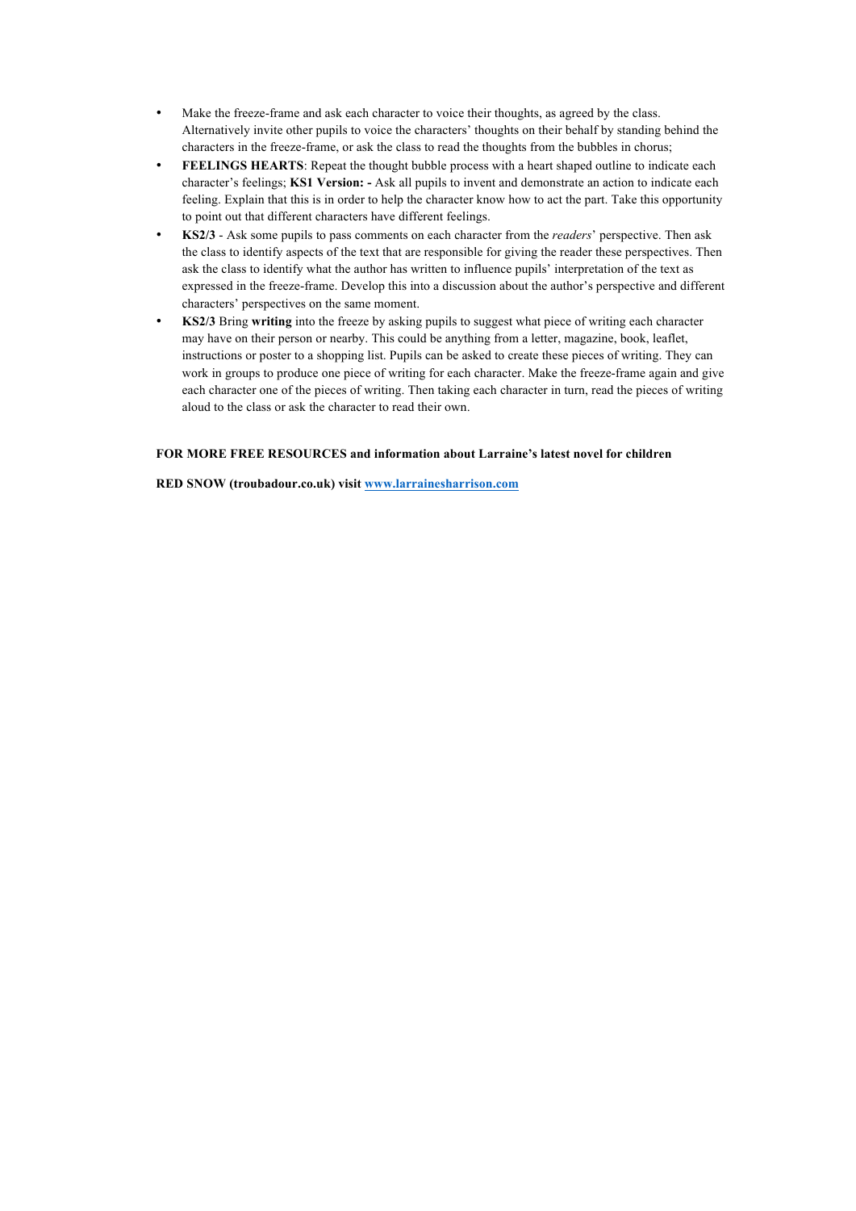- Make the freeze-frame and ask each character to voice their thoughts, as agreed by the class. Alternatively invite other pupils to voice the characters' thoughts on their behalf by standing behind the characters in the freeze-frame, or ask the class to read the thoughts from the bubbles in chorus;
- **FEELINGS HEARTS**: Repeat the thought bubble process with a heart shaped outline to indicate each character's feelings; **KS1 Version: -** Ask all pupils to invent and demonstrate an action to indicate each feeling. Explain that this is in order to help the character know how to act the part. Take this opportunity to point out that different characters have different feelings.
- **KS2/3** - Ask some pupils to pass comments on each character from the *readers*' perspective. Then ask the class to identify aspects of the text that are responsible for giving the reader these perspectives. Then ask the class to identify what the author has written to influence pupils' interpretation of the text as expressed in the freeze-frame. Develop this into a discussion about the author's perspective and different characters' perspectives on the same moment.
- **KS2/3** Bring **writing** into the freeze by asking pupils to suggest what piece of writing each character may have on their person or nearby. This could be anything from a letter, magazine, book, leaflet, instructions or poster to a shopping list. Pupils can be asked to create these pieces of writing. They can work in groups to produce one piece of writing for each character. Make the freeze-frame again and give each character one of the pieces of writing. Then taking each character in turn, read the pieces of writing aloud to the class or ask the character to read their own.

**FOR MORE FREE RESOURCES and information about Larraine's latest novel for children**

**RED SNOW (troubadour.co.uk) visit [www.larrainesharrison.com](http://www.larrainesharrison.com)**